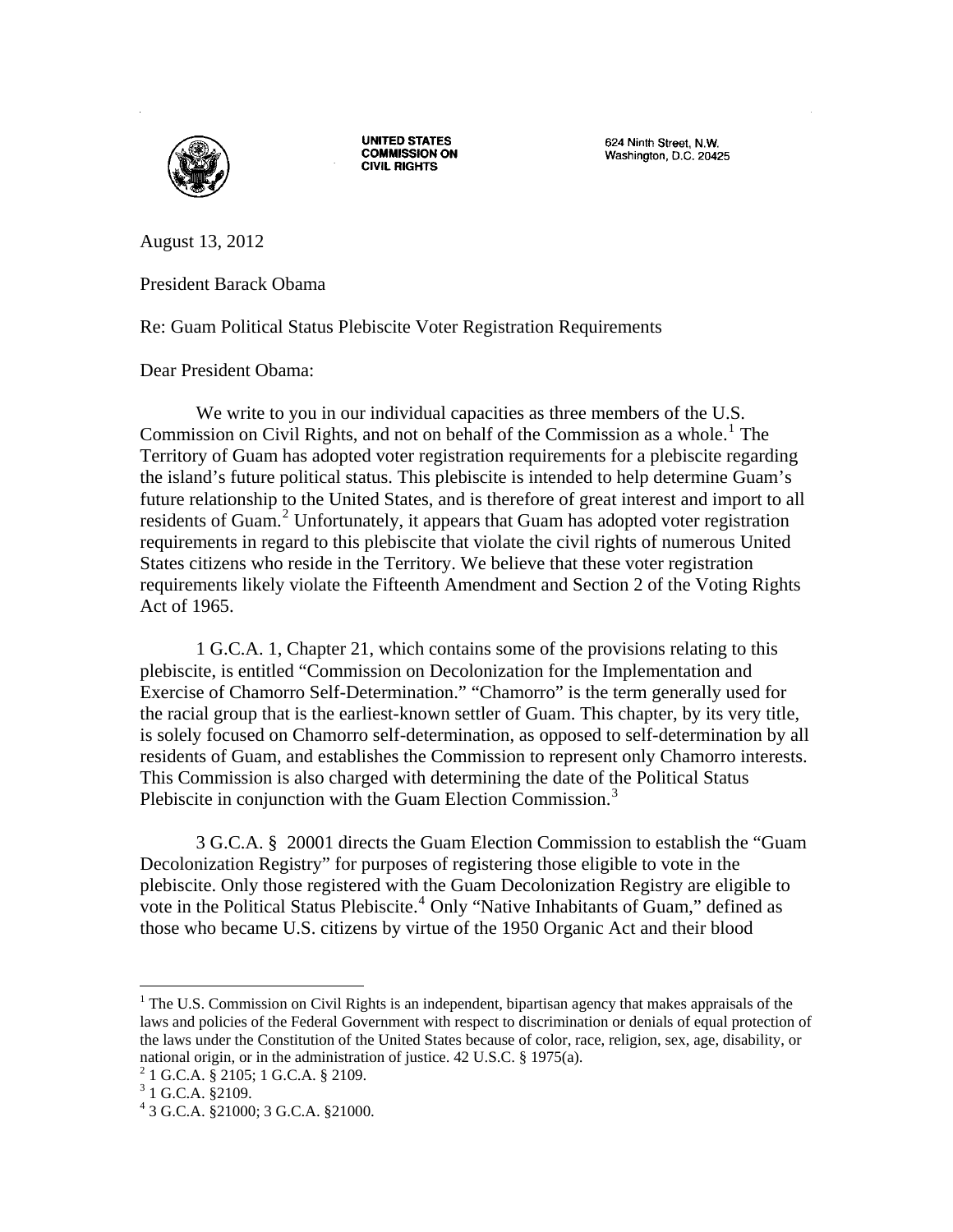**UNITED STATES COMMISSION ON CIVIL RIGHTS**

624 Ninth Street, N.W.
Washington, D.C. 20425

August 13, 2012

President Barack Obama

Re: Guam Political Status Plebiscite Voter Registration Requirements

Dear President Obama:

We write to you in our individual capacities as three members of the U.S. Commission on Civil Rights, and not on behalf of the Commission as a whole.[1] The Territory of Guam has adopted voter registration requirements for a plebiscite regarding the island's future political status. This plebiscite is intended to help determine Guam's future relationship to the United States, and is therefore of great interest and import to all residents of Guam.[2] Unfortunately, it appears that Guam has adopted voter registration requirements in regard to this plebiscite that violate the civil rights of numerous United States citizens who reside in the Territory. We believe that these voter registration requirements likely violate the Fifteenth Amendment and Section 2 of the Voting Rights Act of 1965.

1 G.C.A. 1, Chapter 21, which contains some of the provisions relating to this plebiscite, is entitled "Commission on Decolonization for the Implementation and Exercise of Chamorro Self-Determination." "Chamorro" is the term generally used for the racial group that is the earliest-known settler of Guam. This chapter, by its very title, is solely focused on Chamorro self-determination, as opposed to self-determination by all residents of Guam, and establishes the Commission to represent only Chamorro interests. This Commission is also charged with determining the date of the Political Status Plebiscite in conjunction with the Guam Election Commission.[3]

3 G.C.A. § 20001 directs the Guam Election Commission to establish the "Guam Decolonization Registry" for purposes of registering those eligible to vote in the plebiscite. Only those registered with the Guam Decolonization Registry are eligible to vote in the Political Status Plebiscite.[4] Only "Native Inhabitants of Guam," defined as those who became U.S. citizens by virtue of the 1950 Organic Act and their blood

---

[1] The U.S. Commission on Civil Rights is an independent, bipartisan agency that makes appraisals of the laws and policies of the Federal Government with respect to discrimination or denials of equal protection of the laws under the Constitution of the United States because of color, race, religion, sex, age, disability, or national origin, or in the administration of justice. 42 U.S.C. § 1975(a).

[2] 1 G.C.A. § 2105; 1 G.C.A. § 2109.

[3] 1 G.C.A. §2109.

[4] 3 G.C.A. §21000; 3 G.C.A. §21000.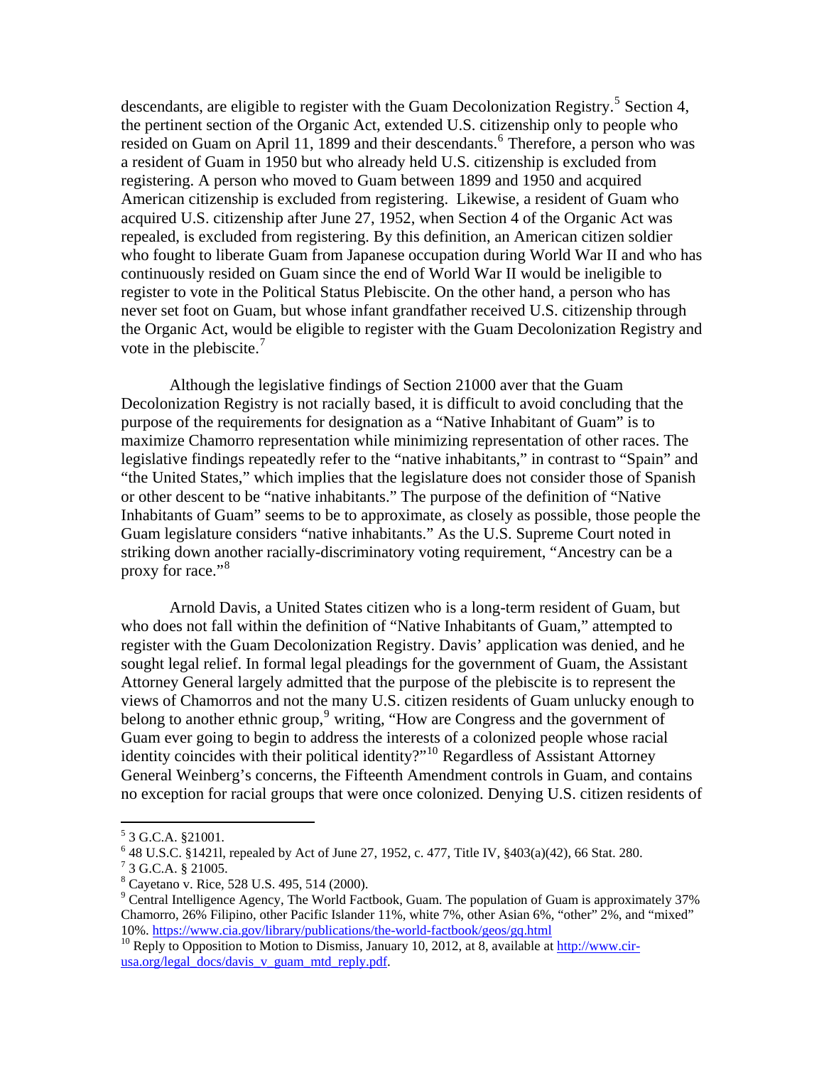descendants, are eligible to register with the Guam Decolonization Registry.[5] Section 4, the pertinent section of the Organic Act, extended U.S. citizenship only to people who resided on Guam on April 11, 1899 and their descendants.[6] Therefore, a person who was a resident of Guam in 1950 but who already held U.S. citizenship is excluded from registering. A person who moved to Guam between 1899 and 1950 and acquired American citizenship is excluded from registering. Likewise, a resident of Guam who acquired U.S. citizenship after June 27, 1952, when Section 4 of the Organic Act was repealed, is excluded from registering. By this definition, an American citizen soldier who fought to liberate Guam from Japanese occupation during World War II and who has continuously resided on Guam since the end of World War II would be ineligible to register to vote in the Political Status Plebiscite. On the other hand, a person who has never set foot on Guam, but whose infant grandfather received U.S. citizenship through the Organic Act, would be eligible to register with the Guam Decolonization Registry and vote in the plebiscite.[7]

Although the legislative findings of Section 21000 aver that the Guam Decolonization Registry is not racially based, it is difficult to avoid concluding that the purpose of the requirements for designation as a "Native Inhabitant of Guam" is to maximize Chamorro representation while minimizing representation of other races. The legislative findings repeatedly refer to the "native inhabitants," in contrast to "Spain" and "the United States," which implies that the legislature does not consider those of Spanish or other descent to be "native inhabitants." The purpose of the definition of "Native Inhabitants of Guam" seems to be to approximate, as closely as possible, those people the Guam legislature considers "native inhabitants." As the U.S. Supreme Court noted in striking down another racially-discriminatory voting requirement, "Ancestry can be a proxy for race."[8]

Arnold Davis, a United States citizen who is a long-term resident of Guam, but who does not fall within the definition of "Native Inhabitants of Guam," attempted to register with the Guam Decolonization Registry. Davis' application was denied, and he sought legal relief. In formal legal pleadings for the government of Guam, the Assistant Attorney General largely admitted that the purpose of the plebiscite is to represent the views of Chamorros and not the many U.S. citizen residents of Guam unlucky enough to belong to another ethnic group,[9] writing, "How are Congress and the government of Guam ever going to begin to address the interests of a colonized people whose racial identity coincides with their political identity?"[10] Regardless of Assistant Attorney General Weinberg's concerns, the Fifteenth Amendment controls in Guam, and contains no exception for racial groups that were once colonized. Denying U.S. citizen residents of

---

[5] 3 G.C.A. §21001.

[6] 48 U.S.C. §1421l, repealed by Act of June 27, 1952, c. 477, Title IV, §403(a)(42), 66 Stat. 280.

[7] 3 G.C.A. § 21005.

[8] Cayetano v. Rice, 528 U.S. 495, 514 (2000).

[9] Central Intelligence Agency, The World Factbook, Guam. The population of Guam is approximately 37% Chamorro, 26% Filipino, other Pacific Islander 11%, white 7%, other Asian 6%, "other" 2%, and "mixed" 10%. https://www.cia.gov/library/publications/the-world-factbook/geos/gq.html

[10] Reply to Opposition to Motion to Dismiss, January 10, 2012, at 8, available at http://www.cir-usa.org/legal_docs/davis_v_guam_mtd_reply.pdf.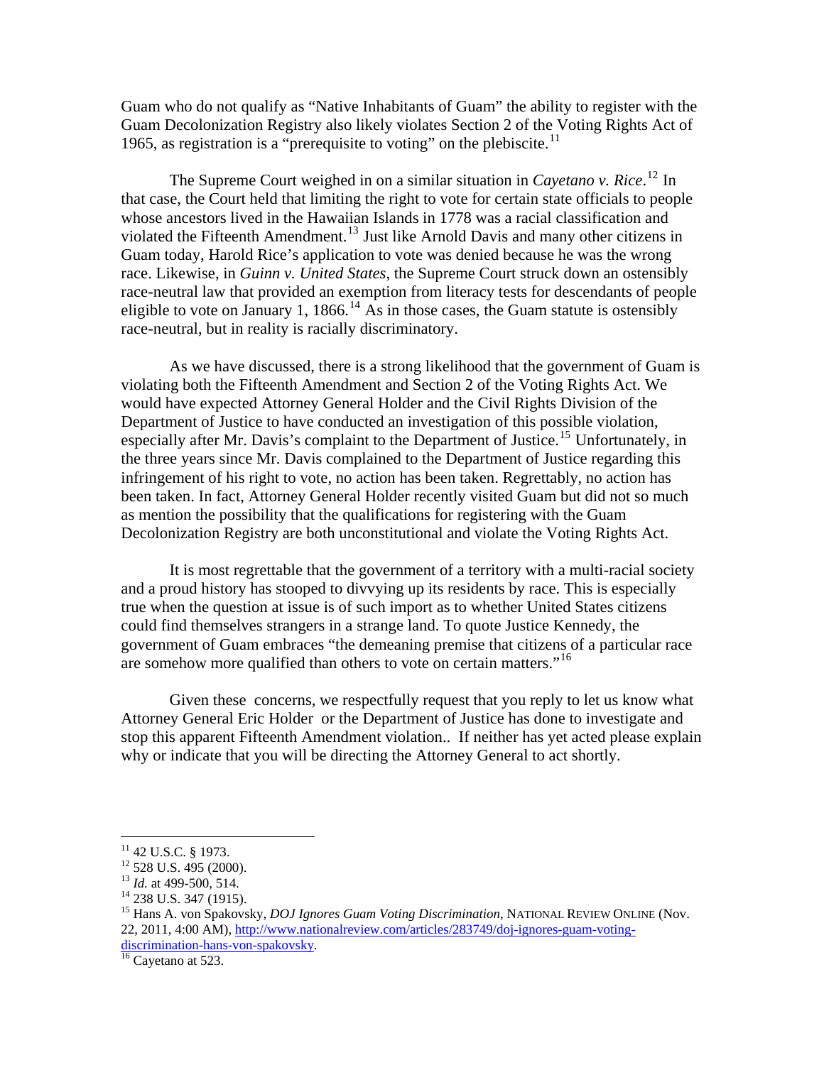Guam who do not qualify as "Native Inhabitants of Guam" the ability to register with the Guam Decolonization Registry also likely violates Section 2 of the Voting Rights Act of 1965, as registration is a "prerequisite to voting" on the plebiscite.[11]

The Supreme Court weighed in on a similar situation in *Cayetano v. Rice*.[12] In that case, the Court held that limiting the right to vote for certain state officials to people whose ancestors lived in the Hawaiian Islands in 1778 was a racial classification and violated the Fifteenth Amendment.[13] Just like Arnold Davis and many other citizens in Guam today, Harold Rice's application to vote was denied because he was the wrong race. Likewise, in *Guinn v. United States*, the Supreme Court struck down an ostensibly race-neutral law that provided an exemption from literacy tests for descendants of people eligible to vote on January 1, 1866.[14] As in those cases, the Guam statute is ostensibly race-neutral, but in reality is racially discriminatory.

As we have discussed, there is a strong likelihood that the government of Guam is violating both the Fifteenth Amendment and Section 2 of the Voting Rights Act. We would have expected Attorney General Holder and the Civil Rights Division of the Department of Justice to have conducted an investigation of this possible violation, especially after Mr. Davis's complaint to the Department of Justice.[15] Unfortunately, in the three years since Mr. Davis complained to the Department of Justice regarding this infringement of his right to vote, no action has been taken. Regrettably, no action has been taken. In fact, Attorney General Holder recently visited Guam but did not so much as mention the possibility that the qualifications for registering with the Guam Decolonization Registry are both unconstitutional and violate the Voting Rights Act.

It is most regrettable that the government of a territory with a multi-racial society and a proud history has stooped to divvying up its residents by race. This is especially true when the question at issue is of such import as to whether United States citizens could find themselves strangers in a strange land. To quote Justice Kennedy, the government of Guam embraces "the demeaning premise that citizens of a particular race are somehow more qualified than others to vote on certain matters."[16]

Given these concerns, we respectfully request that you reply to let us know what Attorney General Eric Holder or the Department of Justice has done to investigate and stop this apparent Fifteenth Amendment violation.. If neither has yet acted please explain why or indicate that you will be directing the Attorney General to act shortly.

---

[11] 42 U.S.C. § 1973.

[12] 528 U.S. 495 (2000).

[13] *Id.* at 499-500, 514.

[14] 238 U.S. 347 (1915).

[15] Hans A. von Spakovsky, *DOJ Ignores Guam Voting Discrimination*, NATIONAL REVIEW ONLINE (Nov. 22, 2011, 4:00 AM), http://www.nationalreview.com/articles/283749/doj-ignores-guam-voting-discrimination-hans-von-spakovsky.

[16] Cayetano at 523.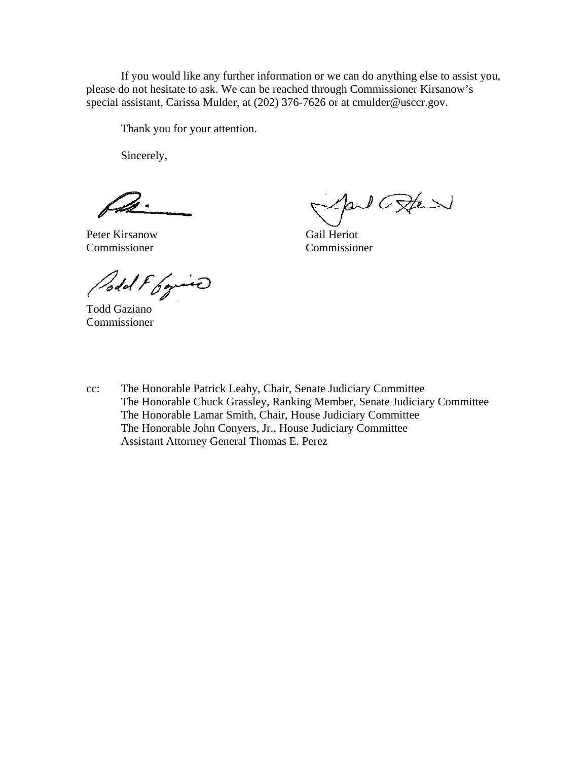If you would like any further information or we can do anything else to assist you, please do not hesitate to ask. We can be reached through Commissioner Kirsanow's special assistant, Carissa Mulder, at (202) 376-7626 or at cmulder@usccr.gov.

Thank you for your attention.

Sincerely,

Peter Kirsanow
Commissioner

Gail Heriot
Commissioner

Todd Gaziano
Commissioner

cc: The Honorable Patrick Leahy, Chair, Senate Judiciary Committee
The Honorable Chuck Grassley, Ranking Member, Senate Judiciary Committee
The Honorable Lamar Smith, Chair, House Judiciary Committee
The Honorable John Conyers, Jr., House Judiciary Committee
Assistant Attorney General Thomas E. Perez